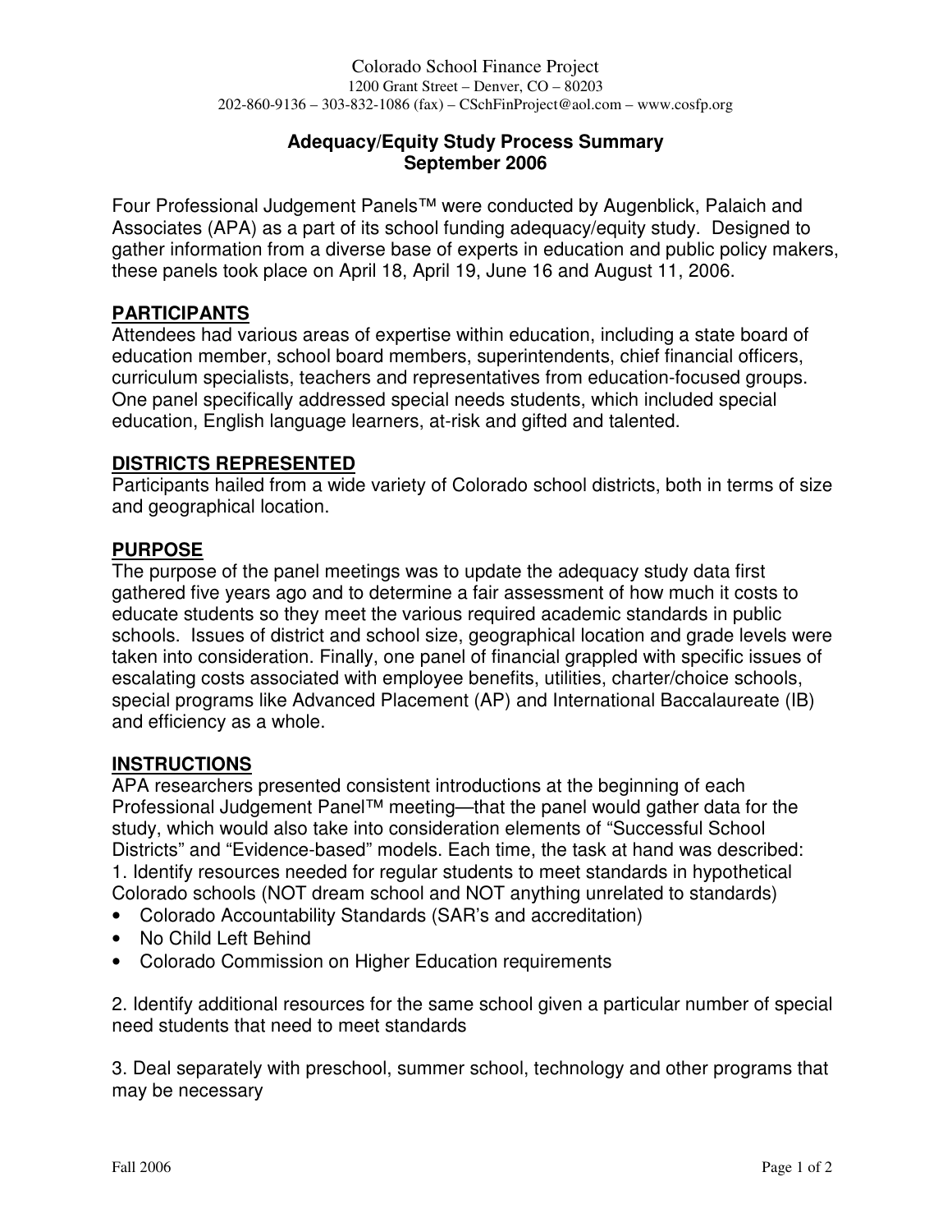Colorado School Finance Project
1200 Grant Street – Denver, CO – 80203
202-860-9136 – 303-832-1086 (fax) – CSchFinProject@aol.com – www.cosfp.org

# Adequacy/Equity Study Process Summary
## September 2006

Four Professional Judgement Panels™ were conducted by Augenblick, Palaich and Associates (APA) as a part of its school funding adequacy/equity study. Designed to gather information from a diverse base of experts in education and public policy makers, these panels took place on April 18, April 19, June 16 and August 11, 2006.

## PARTICIPANTS

Attendees had various areas of expertise within education, including a state board of education member, school board members, superintendents, chief financial officers, curriculum specialists, teachers and representatives from education-focused groups. One panel specifically addressed special needs students, which included special education, English language learners, at-risk and gifted and talented.

## DISTRICTS REPRESENTED

Participants hailed from a wide variety of Colorado school districts, both in terms of size and geographical location.

## PURPOSE

The purpose of the panel meetings was to update the adequacy study data first gathered five years ago and to determine a fair assessment of how much it costs to educate students so they meet the various required academic standards in public schools. Issues of district and school size, geographical location and grade levels were taken into consideration. Finally, one panel of financial grappled with specific issues of escalating costs associated with employee benefits, utilities, charter/choice schools, special programs like Advanced Placement (AP) and International Baccalaureate (IB) and efficiency as a whole.

## INSTRUCTIONS

APA researchers presented consistent introductions at the beginning of each Professional Judgement Panel™ meeting—that the panel would gather data for the study, which would also take into consideration elements of "Successful School Districts" and "Evidence-based" models. Each time, the task at hand was described:

1. Identify resources needed for regular students to meet standards in hypothetical Colorado schools (NOT dream school and NOT anything unrelated to standards)
   - Colorado Accountability Standards (SAR's and accreditation)
   - No Child Left Behind
   - Colorado Commission on Higher Education requirements

2. Identify additional resources for the same school given a particular number of special need students that need to meet standards

3. Deal separately with preschool, summer school, technology and other programs that may be necessary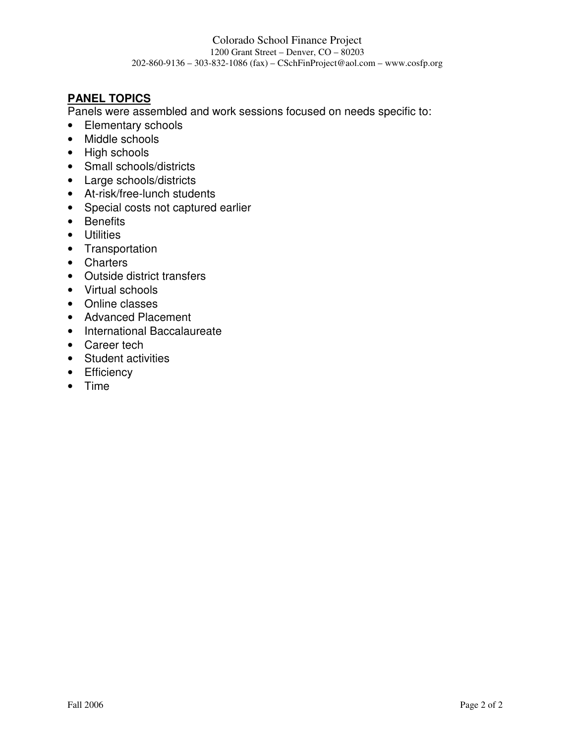## PANEL TOPICS

Panels were assembled and work sessions focused on needs specific to:

- Elementary schools
- Middle schools
- High schools
- Small schools/districts
- Large schools/districts
- At-risk/free-lunch students
- Special costs not captured earlier
- Benefits
- Utilities
- Transportation
- Charters
- Outside district transfers
- Virtual schools
- Online classes
- Advanced Placement
- International Baccalaureate
- Career tech
- Student activities
- Efficiency
- Time